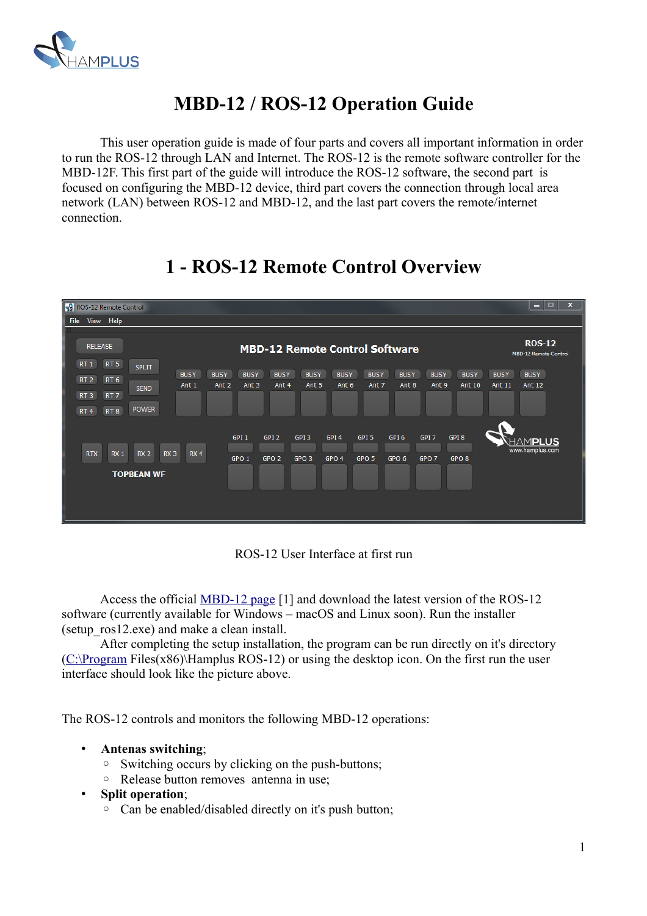# MBD-12 / ROS-12 Operation Guide

This user operation guide is made of four parts and covers all important information in order to run the ROS-12 through LAN and Internet. The ROS-12 is the remote software controller for the MBD-12F. This first part of the guide will introduce the ROS-12 software, the second part is focused on configuring the MBD-12 device, third part covers the connection through local area network (LAN) between ROS-12 and MBD-12, and the last part covers the remote/internet connection.

## 1 - ROS-12 Remote Control Overview

ROS-12 User Interface at first run

Access the official MBD-12 page [1] and download the latest version of the ROS-12 software (currently available for Windows – macOS and Linux soon). Run the installer (setup_ros12.exe) and make a clean install.

After completing the setup installation, the program can be run directly on it's directory (C:\Program Files(x86)\Hamplus ROS-12) or using the desktop icon. On the first run the user interface should look like the picture above.

The ROS-12 controls and monitors the following MBD-12 operations:

- **Antenas switching**;
  - Switching occurs by clicking on the push-buttons;
  - Release button removes antenna in use;
- **Split operation**;
  - Can be enabled/disabled directly on it's push button;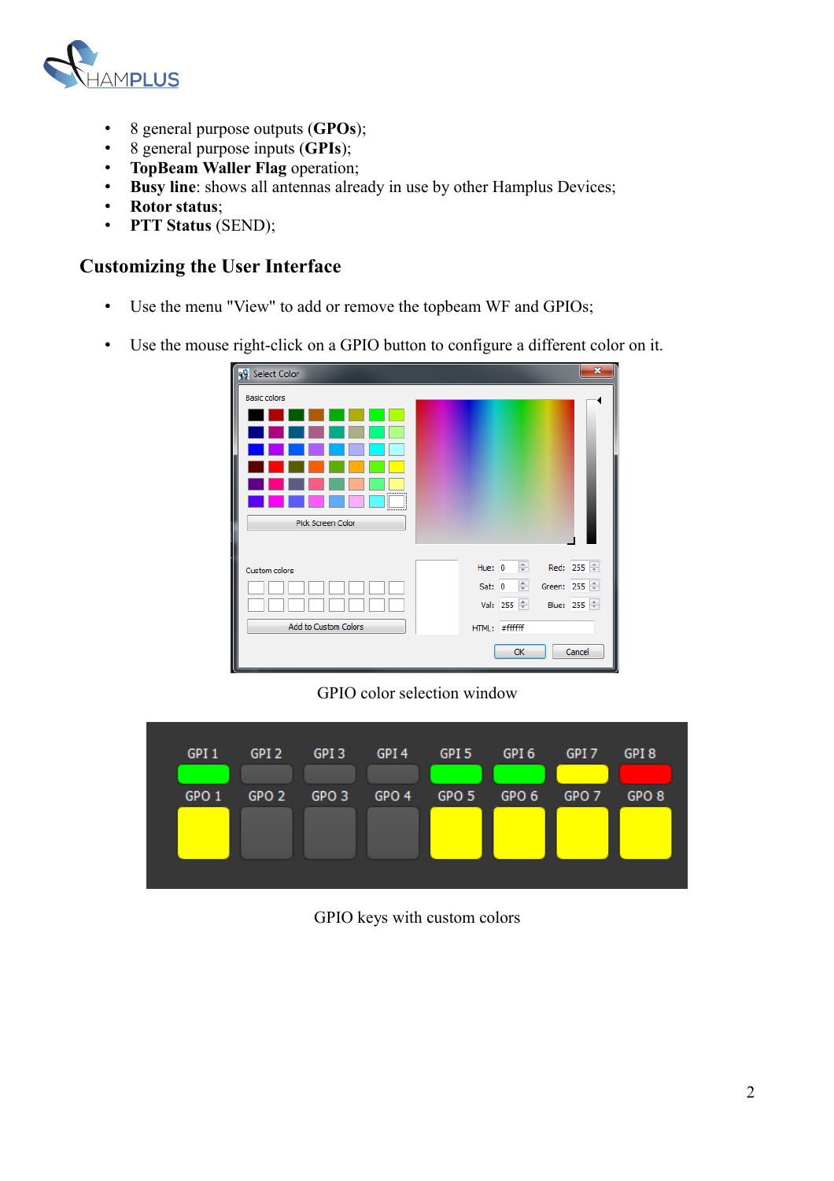- 8 general purpose outputs (**GPOs**);
- 8 general purpose inputs (**GPIs**);
- **TopBeam Waller Flag** operation;
- **Busy line**: shows all antennas already in use by other Hamplus Devices;
- **Rotor status**;
- **PTT Status** (SEND);

## Customizing the User Interface

- Use the menu "View" to add or remove the topbeam WF and GPIOs;
- Use the mouse right-click on a GPIO button to configure a different color on it.

GPIO color selection window

GPIO keys with custom colors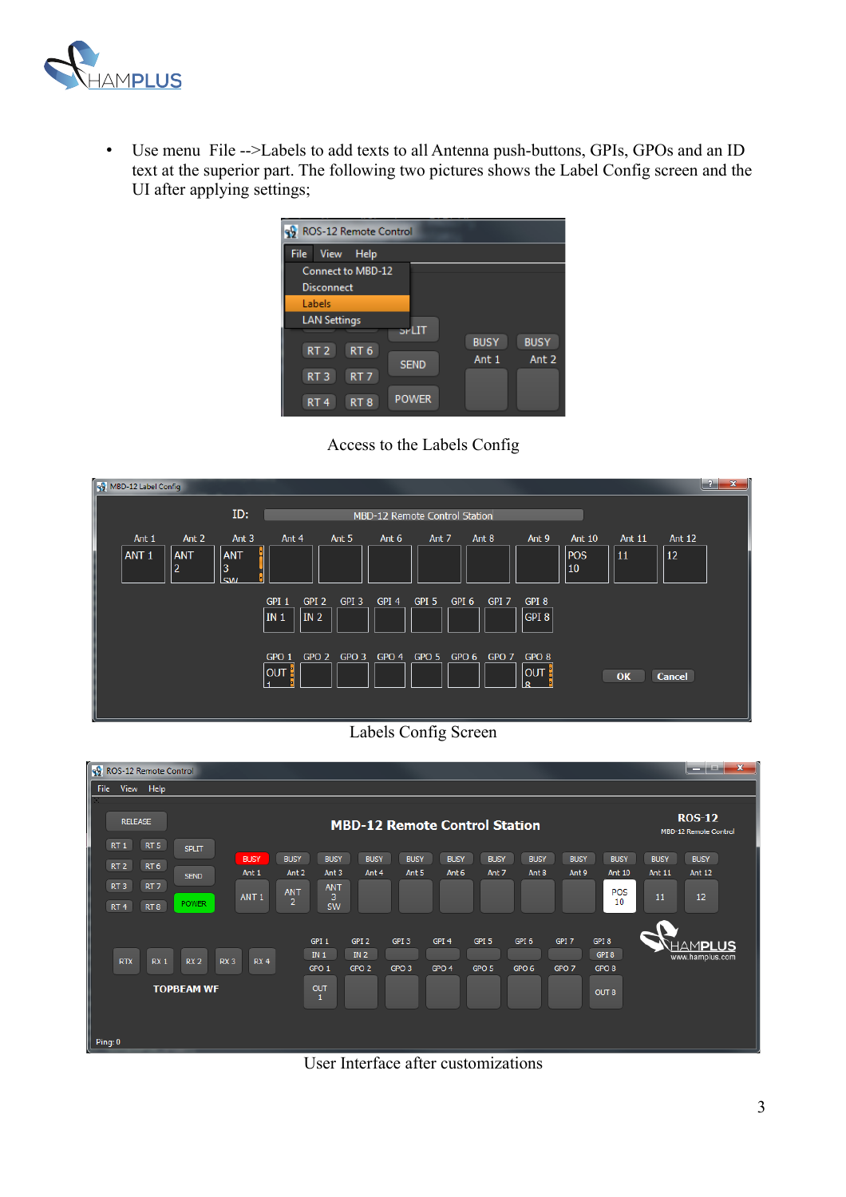- Use menu File -->Labels to add texts to all Antenna push-buttons, GPIs, GPOs and an ID text at the superior part. The following two pictures shows the Label Config screen and the UI after applying settings;

Access to the Labels Config

Labels Config Screen

User Interface after customizations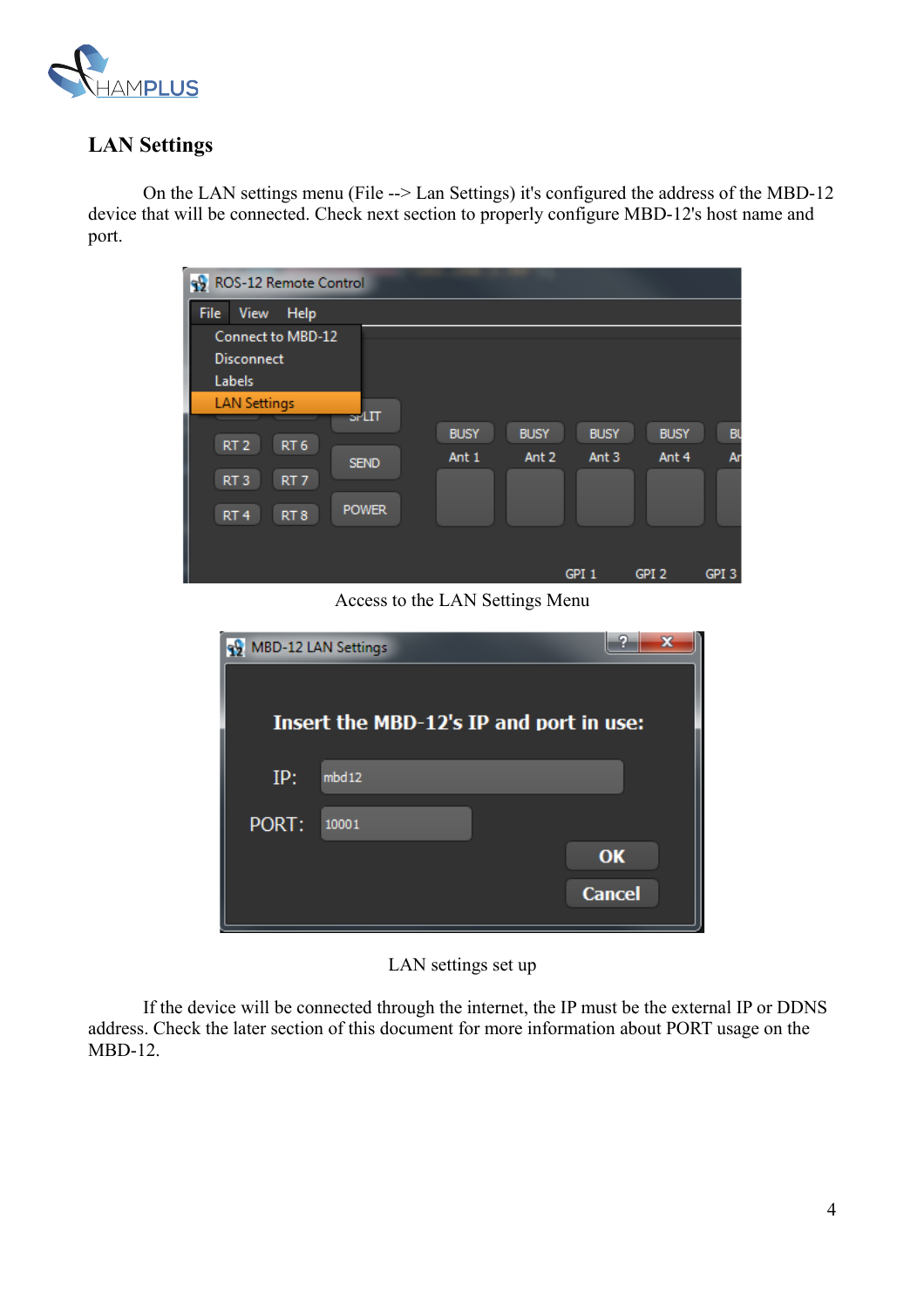## LAN Settings

On the LAN settings menu (File --> Lan Settings) it's configured the address of the MBD-12 device that will be connected. Check next section to properly configure MBD-12's host name and port.

Access to the LAN Settings Menu

LAN settings set up

If the device will be connected through the internet, the IP must be the external IP or DDNS address. Check the later section of this document for more information about PORT usage on the MBD-12.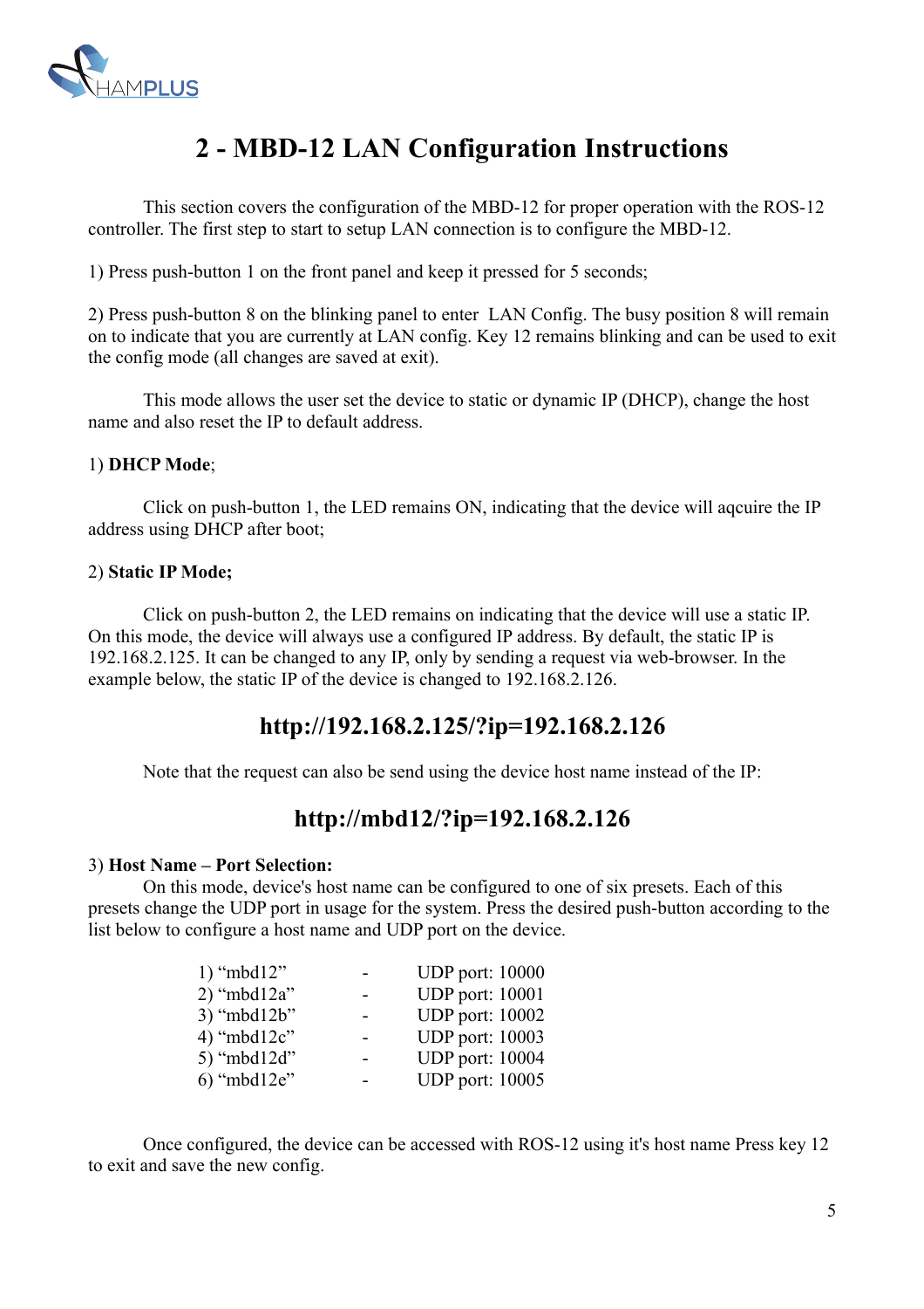# 2 - MBD-12 LAN Configuration Instructions

This section covers the configuration of the MBD-12 for proper operation with the ROS-12 controller. The first step to start to setup LAN connection is to configure the MBD-12.

1) Press push-button 1 on the front panel and keep it pressed for 5 seconds;

2) Press push-button 8 on the blinking panel to enter LAN Config. The busy position 8 will remain on to indicate that you are currently at LAN config. Key 12 remains blinking and can be used to exit the config mode (all changes are saved at exit).

This mode allows the user set the device to static or dynamic IP (DHCP), change the host name and also reset the IP to default address.

1) **DHCP Mode**;

Click on push-button 1, the LED remains ON, indicating that the device will aqcuire the IP address using DHCP after boot;

2) **Static IP Mode;**

Click on push-button 2, the LED remains on indicating that the device will use a static IP. On this mode, the device will always use a configured IP address. By default, the static IP is 192.168.2.125. It can be changed to any IP, only by sending a request via web-browser. In the example below, the static IP of the device is changed to 192.168.2.126.

## http://192.168.2.125/?ip=192.168.2.126

Note that the request can also be send using the device host name instead of the IP:

## http://mbd12/?ip=192.168.2.126

3) **Host Name – Port Selection:**

On this mode, device's host name can be configured to one of six presets. Each of this presets change the UDP port in usage for the system. Press the desired push-button according to the list below to configure a host name and UDP port on the device.

1) “mbd12” - UDP port: 10000
2) “mbd12a” - UDP port: 10001
3) “mbd12b” - UDP port: 10002
4) “mbd12c” - UDP port: 10003
5) “mbd12d” - UDP port: 10004
6) “mbd12e” - UDP port: 10005

Once configured, the device can be accessed with ROS-12 using it's host name Press key 12 to exit and save the new config.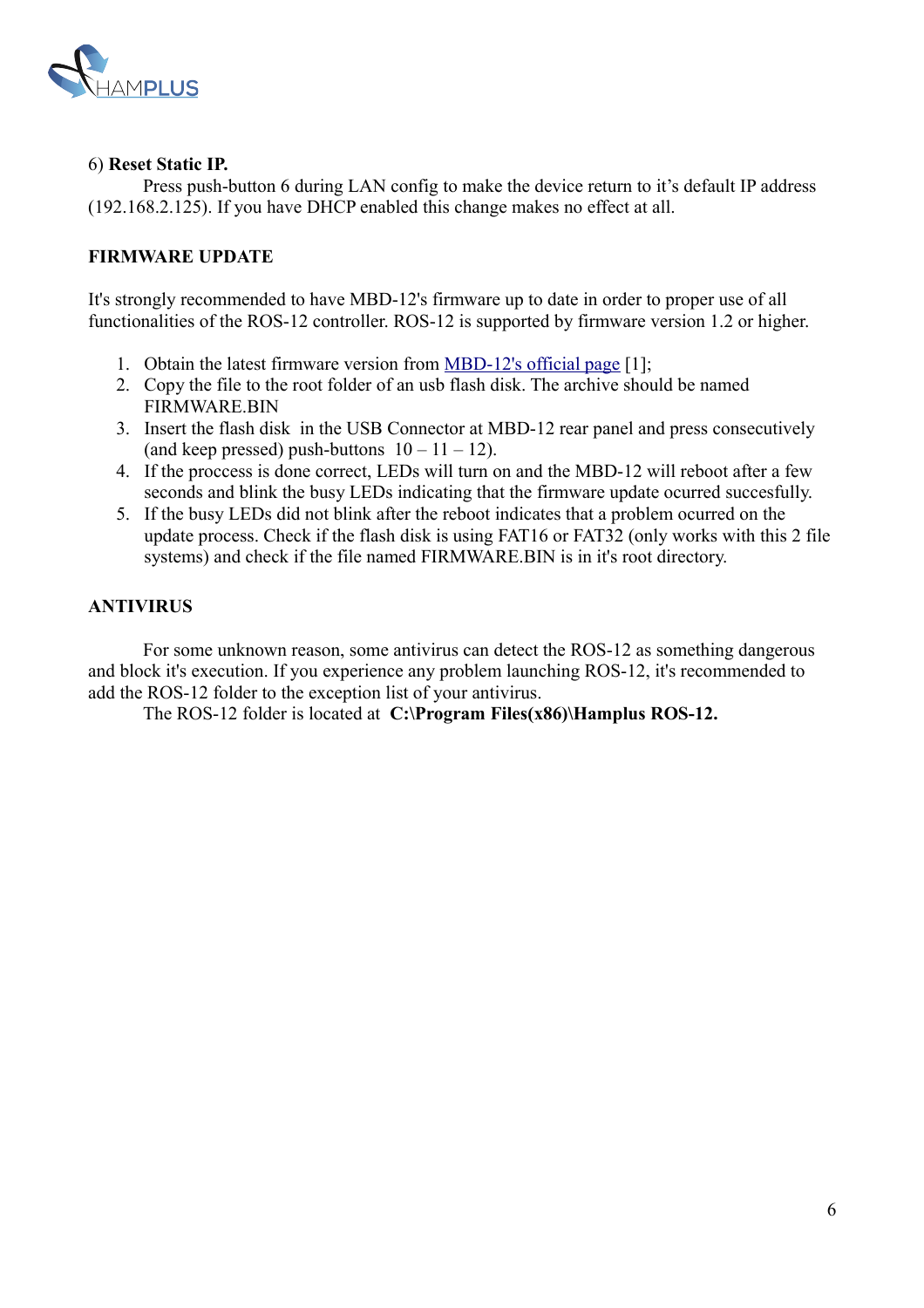6) **Reset Static IP.**

Press push-button 6 during LAN config to make the device return to it's default IP address (192.168.2.125). If you have DHCP enabled this change makes no effect at all.

**FIRMWARE UPDATE**

It's strongly recommended to have MBD-12's firmware up to date in order to proper use of all functionalities of the ROS-12 controller. ROS-12 is supported by firmware version 1.2 or higher.

1. Obtain the latest firmware version from MBD-12's official page [1];
2. Copy the file to the root folder of an usb flash disk. The archive should be named FIRMWARE.BIN
3. Insert the flash disk in the USB Connector at MBD-12 rear panel and press consecutively (and keep pressed) push-buttons 10 – 11 – 12).
4. If the proccess is done correct, LEDs will turn on and the MBD-12 will reboot after a few seconds and blink the busy LEDs indicating that the firmware update ocurred succesfully.
5. If the busy LEDs did not blink after the reboot indicates that a problem ocurred on the update process. Check if the flash disk is using FAT16 or FAT32 (only works with this 2 file systems) and check if the file named FIRMWARE.BIN is in it's root directory.

**ANTIVIRUS**

For some unknown reason, some antivirus can detect the ROS-12 as something dangerous and block it's execution. If you experience any problem launching ROS-12, it's recommended to add the ROS-12 folder to the exception list of your antivirus.

The ROS-12 folder is located at **C:\Program Files(x86)\Hamplus ROS-12.**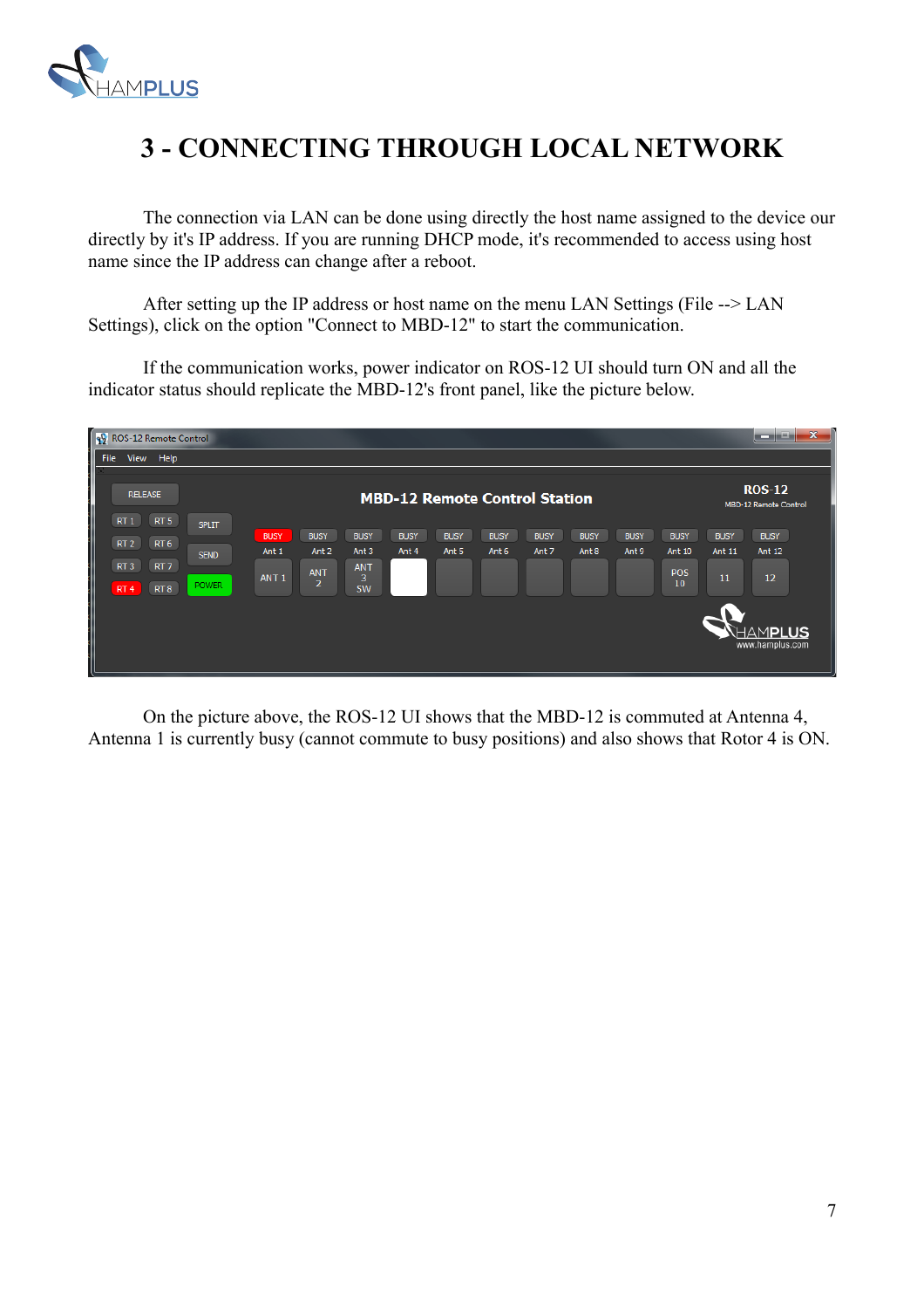# 3 - CONNECTING THROUGH LOCAL NETWORK

The connection via LAN can be done using directly the host name assigned to the device our directly by it's IP address. If you are running DHCP mode, it's recommended to access using host name since the IP address can change after a reboot.

After setting up the IP address or host name on the menu LAN Settings (File --> LAN Settings), click on the option "Connect to MBD-12" to start the communication.

If the communication works, power indicator on ROS-12 UI should turn ON and all the indicator status should replicate the MBD-12's front panel, like the picture below.

On the picture above, the ROS-12 UI shows that the MBD-12 is commuted at Antenna 4, Antenna 1 is currently busy (cannot commute to busy positions) and also shows that Rotor 4 is ON.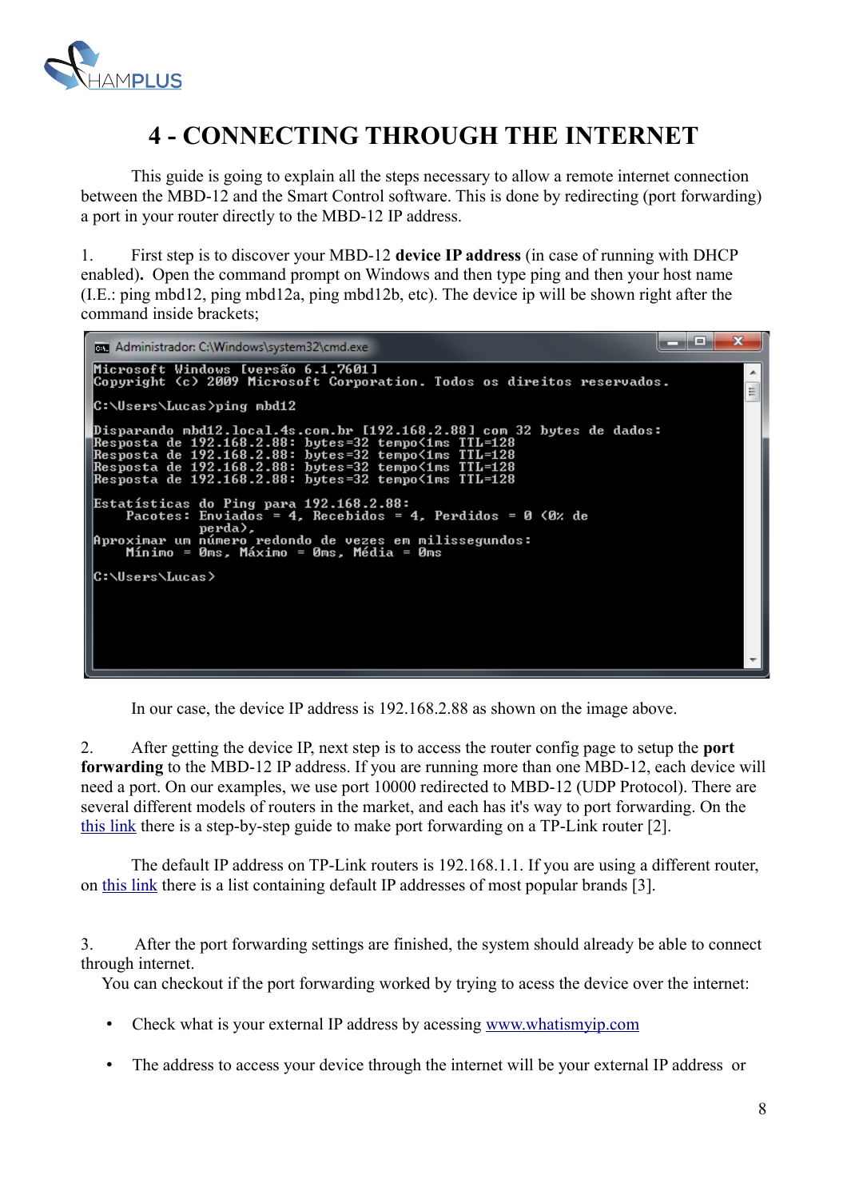# 4 - CONNECTING THROUGH THE INTERNET

This guide is going to explain all the steps necessary to allow a remote internet connection between the MBD-12 and the Smart Control software. This is done by redirecting (port forwarding) a port in your router directly to the MBD-12 IP address.

1. First step is to discover your MBD-12 **device IP address** (in case of running with DHCP enabled). Open the command prompt on Windows and then type ping and then your host name (I.E.: ping mbd12, ping mbd12a, ping mbd12b, etc). The device ip will be shown right after the command inside brackets;

```
Administrador: C:\Windows\system32\cmd.exe
Microsoft Windows [versão 6.1.7601]
Copyright (c) 2009 Microsoft Corporation. Todos os direitos reservados.

C:\Users\Lucas>ping mbd12

Disparando mbd12.local.4s.com.br [192.168.2.88] com 32 bytes de dados:
Resposta de 192.168.2.88: bytes=32 tempo<1ms TTL=128
Resposta de 192.168.2.88: bytes=32 tempo<1ms TTL=128
Resposta de 192.168.2.88: bytes=32 tempo<1ms TTL=128
Resposta de 192.168.2.88: bytes=32 tempo<1ms TTL=128

Estatísticas do Ping para 192.168.2.88:
    Pacotes: Enviados = 4, Recebidos = 4, Perdidos = 0 (0% de
             perda),
Aproximar um número redondo de vezes em milissegundos:
    Mínimo = 0ms, Máximo = 0ms, Média = 0ms

C:\Users\Lucas>
```

In our case, the device IP address is 192.168.2.88 as shown on the image above.

2. After getting the device IP, next step is to access the router config page to setup the **port forwarding** to the MBD-12 IP address. If you are running more than one MBD-12, each device will need a port. On our examples, we use port 10000 redirected to MBD-12 (UDP Protocol). There are several different models of routers in the market, and each has it's way to port forwarding. On the this link there is a step-by-step guide to make port forwarding on a TP-Link router [2].

The default IP address on TP-Link routers is 192.168.1.1. If you are using a different router, on this link there is a list containing default IP addresses of most popular brands [3].

3. After the port forwarding settings are finished, the system should already be able to connect through internet.
You can checkout if the port forwarding worked by trying to acess the device over the internet:

- Check what is your external IP address by acessing www.whatismyip.com
- The address to access your device through the internet will be your external IP address or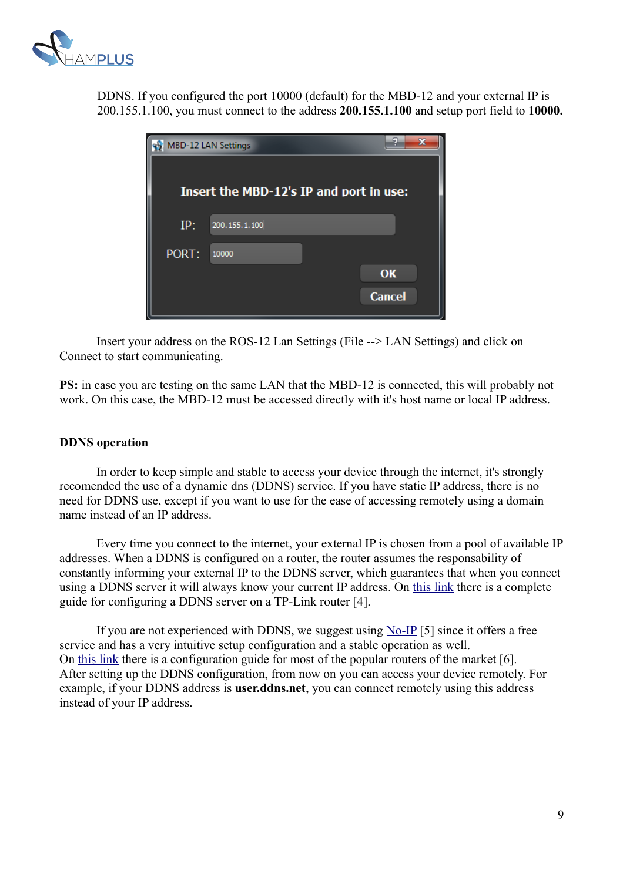DDNS. If you configured the port 10000 (default) for the MBD-12 and your external IP is 200.155.1.100, you must connect to the address **200.155.1.100** and setup port field to **10000.**

Insert your address on the ROS-12 Lan Settings (File --> LAN Settings) and click on Connect to start communicating.

**PS:** in case you are testing on the same LAN that the MBD-12 is connected, this will probably not work. On this case, the MBD-12 must be accessed directly with it's host name or local IP address.

**DDNS operation**

In order to keep simple and stable to access your device through the internet, it's strongly recomended the use of a dynamic dns (DDNS) service. If you have static IP address, there is no need for DDNS use, except if you want to use for the ease of accessing remotely using a domain name instead of an IP address.

Every time you connect to the internet, your external IP is chosen from a pool of available IP addresses. When a DDNS is configured on a router, the router assumes the responsability of constantly informing your external IP to the DDNS server, which guarantees that when you connect using a DDNS server it will always know your current IP address. On this link there is a complete guide for configuring a DDNS server on a TP-Link router [4].

If you are not experienced with DDNS, we suggest using No-IP [5] since it offers a free service and has a very intuitive setup configuration and a stable operation as well.
On this link there is a configuration guide for most of the popular routers of the market [6].
After setting up the DDNS configuration, from now on you can access your device remotely. For example, if your DDNS address is **user.ddns.net**, you can connect remotely using this address instead of your IP address.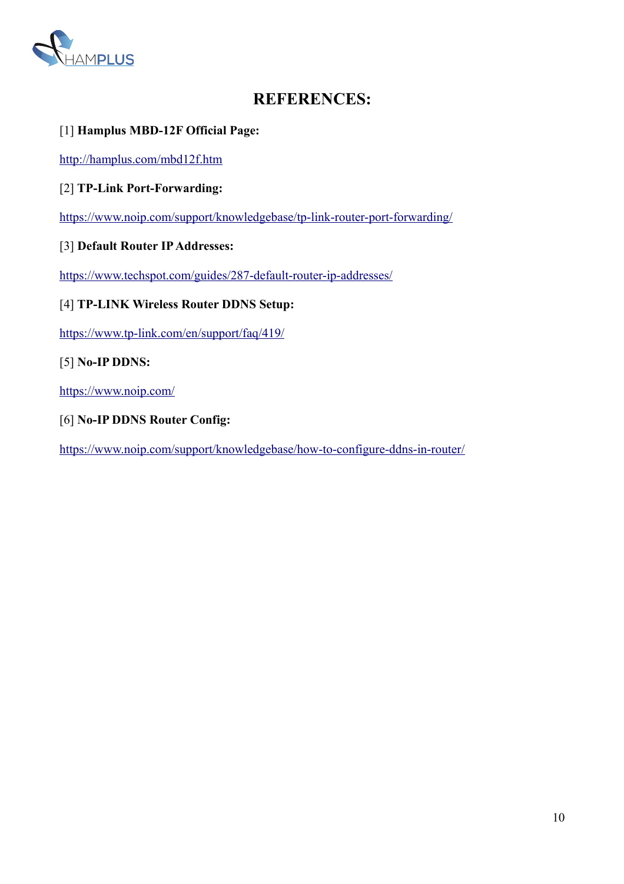# REFERENCES:

[1] **Hamplus MBD-12F Official Page:**

http://hamplus.com/mbd12f.htm

[2] **TP-Link Port-Forwarding:**

https://www.noip.com/support/knowledgebase/tp-link-router-port-forwarding/

[3] **Default Router IP Addresses:**

https://www.techspot.com/guides/287-default-router-ip-addresses/

[4] **TP-LINK Wireless Router DDNS Setup:**

https://www.tp-link.com/en/support/faq/419/

[5] **No-IP DDNS:**

https://www.noip.com/

[6] **No-IP DDNS Router Config:**

https://www.noip.com/support/knowledgebase/how-to-configure-ddns-in-router/